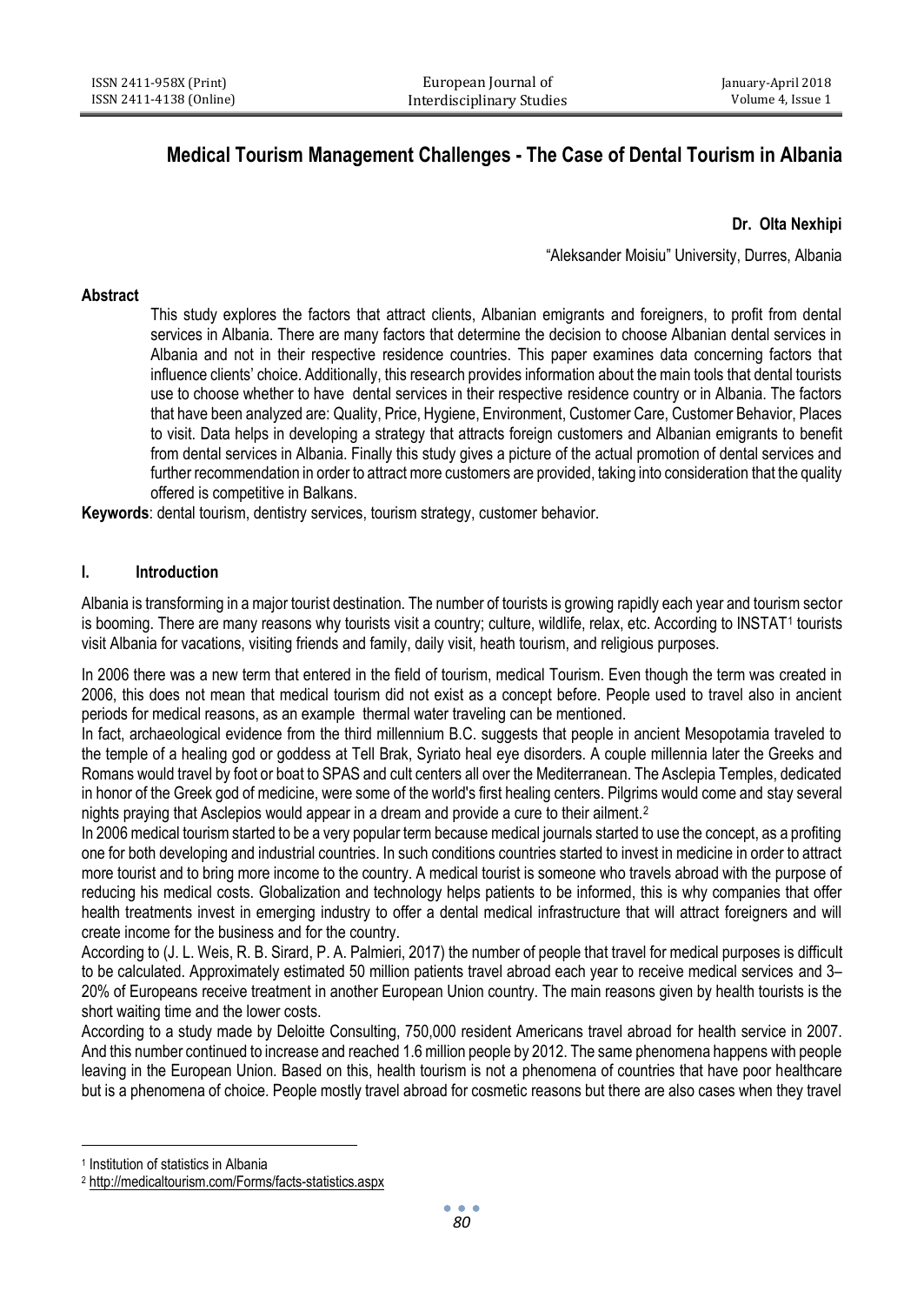# Medical Tourism Management Challenges - The Case of Dental Tourism in Albania

**Dr. Olta Nexhipi**

"Aleksander Moisiu" University, Durres, Albania

## Abstract

This study explores the factors that attract clients, Albanian emigrants and foreigners, to profit from dental services in Albania. There are many factors that determine the decision to choose Albanian dental services in Albania and not in their respective residence countries. This paper examines data concerning factors that influence clients' choice. Additionally, this research provides information about the main tools that dental tourists use to choose whether to have dental services in their respective residence country or in Albania. The factors that have been analyzed are: Quality, Price, Hygiene, Environment, Customer Care, Customer Behavior, Places to visit. Data helps in developing a strategy that attracts foreign customers and Albanian emigrants to benefit from dental services in Albania. Finally this study gives a picture of the actual promotion of dental services and further recommendation in order to attract more customers are provided, taking into consideration that the quality offered is competitive in Balkans.

**Keywords**: dental tourism, dentistry services, tourism strategy, customer behavior.

## I. Introduction

Albania is transforming in a major tourist destination. The number of tourists is growing rapidly each year and tourism sector is booming. There are many reasons why tourists visit a country; culture, wildlife, relax, etc. According to INSTAT[1] tourists visit Albania for vacations, visiting friends and family, daily visit, heath tourism, and religious purposes.

In 2006 there was a new term that entered in the field of tourism, medical Tourism. Even though the term was created in 2006, this does not mean that medical tourism did not exist as a concept before. People used to travel also in ancient periods for medical reasons, as an example thermal water traveling can be mentioned.

In fact, archaeological evidence from the third millennium B.C. suggests that people in ancient Mesopotamia traveled to the temple of a healing god or goddess at Tell Brak, Syriato heal eye disorders. A couple millennia later the Greeks and Romans would travel by foot or boat to SPAS and cult centers all over the Mediterranean. The Asclepia Temples, dedicated in honor of the Greek god of medicine, were some of the world's first healing centers. Pilgrims would come and stay several nights praying that Asclepios would appear in a dream and provide a cure to their ailment.[2]

In 2006 medical tourism started to be a very popular term because medical journals started to use the concept, as a profiting one for both developing and industrial countries. In such conditions countries started to invest in medicine in order to attract more tourist and to bring more income to the country. A medical tourist is someone who travels abroad with the purpose of reducing his medical costs. Globalization and technology helps patients to be informed, this is why companies that offer health treatments invest in emerging industry to offer a dental medical infrastructure that will attract foreigners and will create income for the business and for the country.

According to (J. L. Weis, R. B. Sirard, P. A. Palmieri, 2017) the number of people that travel for medical purposes is difficult to be calculated. Approximately estimated 50 million patients travel abroad each year to receive medical services and 3–20% of Europeans receive treatment in another European Union country. The main reasons given by health tourists is the short waiting time and the lower costs.

According to a study made by Deloitte Consulting, 750,000 resident Americans travel abroad for health service in 2007. And this number continued to increase and reached 1.6 million people by 2012. The same phenomena happens with people leaving in the European Union. Based on this, health tourism is not a phenomena of countries that have poor healthcare but is a phenomena of choice. People mostly travel abroad for cosmetic reasons but there are also cases when they travel

---

[1] Institution of statistics in Albania

[2] http://medicaltourism.com/Forms/facts-statistics.aspx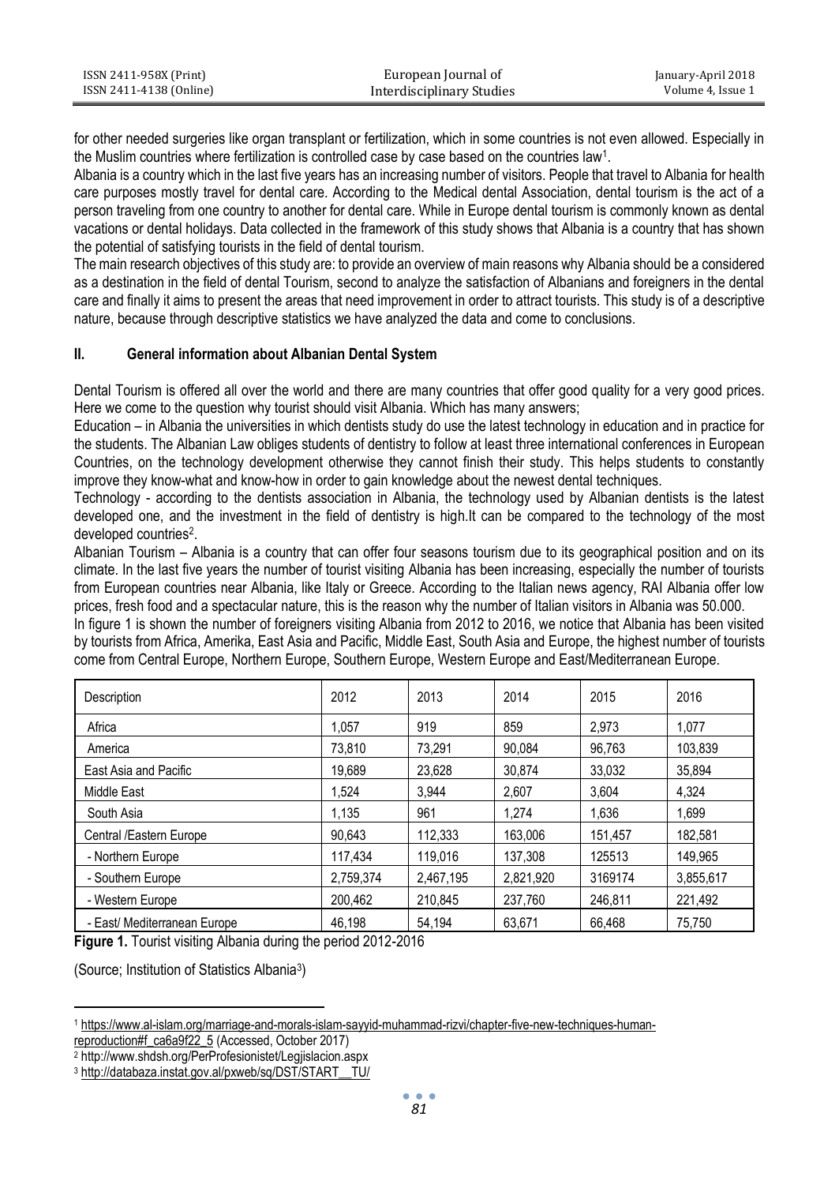for other needed surgeries like organ transplant or fertilization, which in some countries is not even allowed. Especially in the Muslim countries where fertilization is controlled case by case based on the countries law[1].

Albania is a country which in the last five years has an increasing number of visitors. People that travel to Albania for health care purposes mostly travel for dental care. According to the Medical dental Association, dental tourism is the act of a person traveling from one country to another for dental care. While in Europe dental tourism is commonly known as dental vacations or dental holidays. Data collected in the framework of this study shows that Albania is a country that has shown the potential of satisfying tourists in the field of dental tourism.

The main research objectives of this study are: to provide an overview of main reasons why Albania should be a considered as a destination in the field of dental Tourism, second to analyze the satisfaction of Albanians and foreigners in the dental care and finally it aims to present the areas that need improvement in order to attract tourists. This study is of a descriptive nature, because through descriptive statistics we have analyzed the data and come to conclusions.

## II. General information about Albanian Dental System

Dental Tourism is offered all over the world and there are many countries that offer good quality for a very good prices. Here we come to the question why tourist should visit Albania. Which has many answers;

Education – in Albania the universities in which dentists study do use the latest technology in education and in practice for the students. The Albanian Law obliges students of dentistry to follow at least three international conferences in European Countries, on the technology development otherwise they cannot finish their study. This helps students to constantly improve they know-what and know-how in order to gain knowledge about the newest dental techniques.

Technology - according to the dentists association in Albania, the technology used by Albanian dentists is the latest developed one, and the investment in the field of dentistry is high.It can be compared to the technology of the most developed countries[2].

Albanian Tourism – Albania is a country that can offer four seasons tourism due to its geographical position and on its climate. In the last five years the number of tourist visiting Albania has been increasing, especially the number of tourists from European countries near Albania, like Italy or Greece. According to the Italian news agency, RAI Albania offer low prices, fresh food and a spectacular nature, this is the reason why the number of Italian visitors in Albania was 50.000.

In figure 1 is shown the number of foreigners visiting Albania from 2012 to 2016, we notice that Albania has been visited by tourists from Africa, Amerika, East Asia and Pacific, Middle East, South Asia and Europe, the highest number of tourists come from Central Europe, Northern Europe, Southern Europe, Western Europe and East/Mediterranean Europe.

| Description | 2012 | 2013 | 2014 | 2015 | 2016 |
|---|---|---|---|---|---|
| Africa | 1,057 | 919 | 859 | 2,973 | 1,077 |
| America | 73,810 | 73,291 | 90,084 | 96,763 | 103,839 |
| East Asia and Pacific | 19,689 | 23,628 | 30,874 | 33,032 | 35,894 |
| Middle East | 1,524 | 3,944 | 2,607 | 3,604 | 4,324 |
| South Asia | 1,135 | 961 | 1,274 | 1,636 | 1,699 |
| Central /Eastern Europe | 90,643 | 112,333 | 163,006 | 151,457 | 182,581 |
| - Northern Europe | 117,434 | 119,016 | 137,308 | 125513 | 149,965 |
| - Southern Europe | 2,759,374 | 2,467,195 | 2,821,920 | 3169174 | 3,855,617 |
| - Western Europe | 200,462 | 210,845 | 237,760 | 246,811 | 221,492 |
| - East/ Mediterranean Europe | 46,198 | 54,194 | 63,671 | 66,468 | 75,750 |

**Figure 1.** Tourist visiting Albania during the period 2012-2016

(Source; Institution of Statistics Albania[3])

[1] https://www.al-islam.org/marriage-and-morals-islam-sayyid-muhammad-rizvi/chapter-five-new-techniques-human-reproduction#f_ca6a9f22_5 (Accessed, October 2017)

[2] http://www.shdsh.org/PerProfesionistet/Legjislacion.aspx

[3] http://databaza.instat.gov.al/pxweb/sq/DST/START__TU/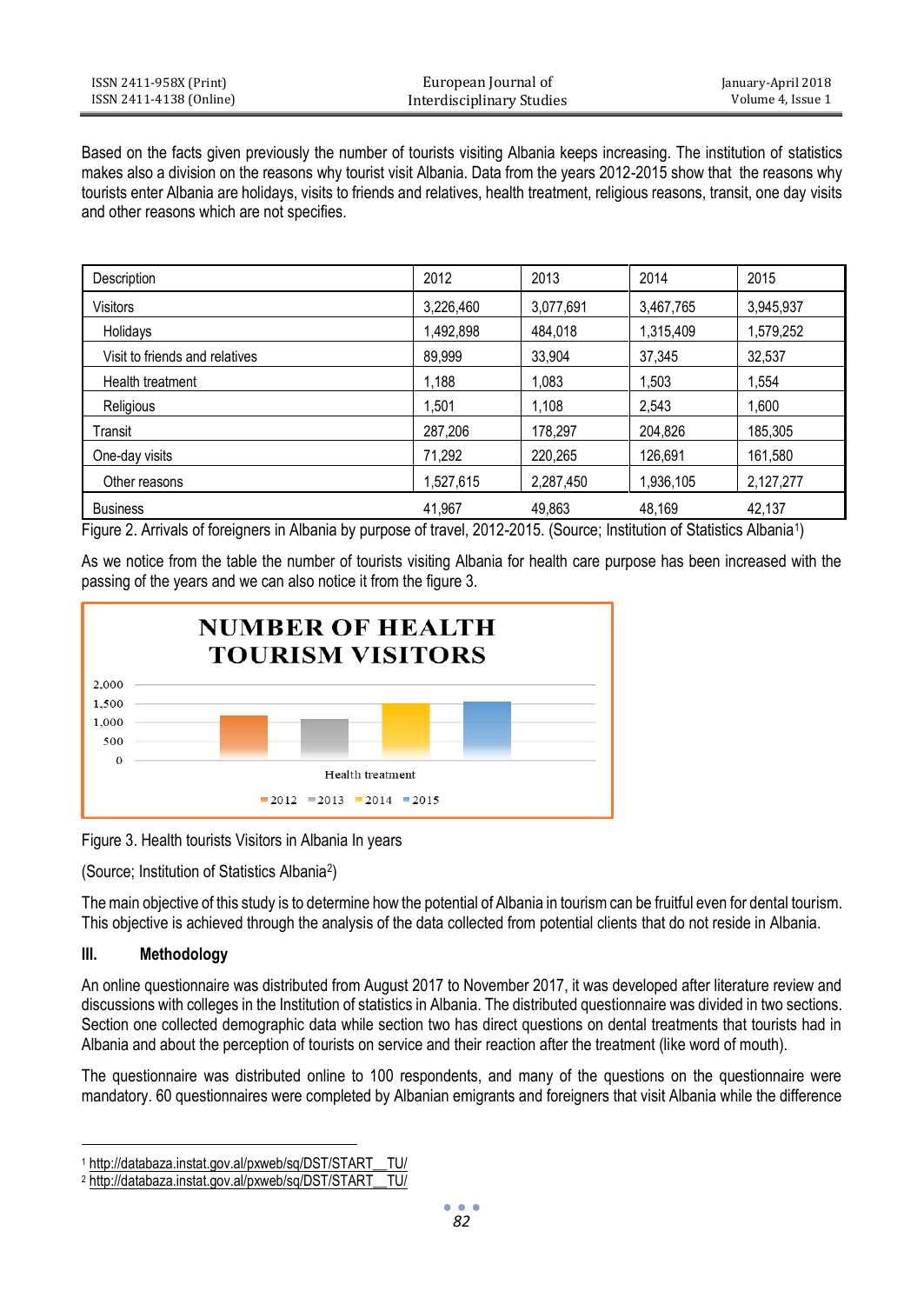Based on the facts given previously the number of tourists visiting Albania keeps increasing. The institution of statistics makes also a division on the reasons why tourist visit Albania. Data from the years 2012-2015 show that the reasons why tourists enter Albania are holidays, visits to friends and relatives, health treatment, religious reasons, transit, one day visits and other reasons which are not specifies.

| Description | 2012 | 2013 | 2014 | 2015 |
|---|---|---|---|---|
| Visitors | 3,226,460 | 3,077,691 | 3,467,765 | 3,945,937 |
| Holidays | 1,492,898 | 484,018 | 1,315,409 | 1,579,252 |
| Visit to friends and relatives | 89,999 | 33,904 | 37,345 | 32,537 |
| Health treatment | 1,188 | 1,083 | 1,503 | 1,554 |
| Religious | 1,501 | 1,108 | 2,543 | 1,600 |
| Transit | 287,206 | 178,297 | 204,826 | 185,305 |
| One-day visits | 71,292 | 220,265 | 126,691 | 161,580 |
| Other reasons | 1,527,615 | 2,287,450 | 1,936,105 | 2,127,277 |
| Business | 41,967 | 49,863 | 48,169 | 42,137 |

Figure 2. Arrivals of foreigners in Albania by purpose of travel, 2012-2015. (Source; Institution of Statistics Albania[1])

As we notice from the table the number of tourists visiting Albania for health care purpose has been increased with the passing of the years and we can also notice it from the figure 3.

Figure 3. Health tourists Visitors in Albania In years

(Source; Institution of Statistics Albania[2])

The main objective of this study is to determine how the potential of Albania in tourism can be fruitful even for dental tourism. This objective is achieved through the analysis of the data collected from potential clients that do not reside in Albania.

## III. Methodology

An online questionnaire was distributed from August 2017 to November 2017, it was developed after literature review and discussions with colleges in the Institution of statistics in Albania. The distributed questionnaire was divided in two sections. Section one collected demographic data while section two has direct questions on dental treatments that tourists had in Albania and about the perception of tourists on service and their reaction after the treatment (like word of mouth).

The questionnaire was distributed online to 100 respondents, and many of the questions on the questionnaire were mandatory. 60 questionnaires were completed by Albanian emigrants and foreigners that visit Albania while the difference

[1] http://databaza.instat.gov.al/pxweb/sq/DST/START__TU/

[2] http://databaza.instat.gov.al/pxweb/sq/DST/START__TU/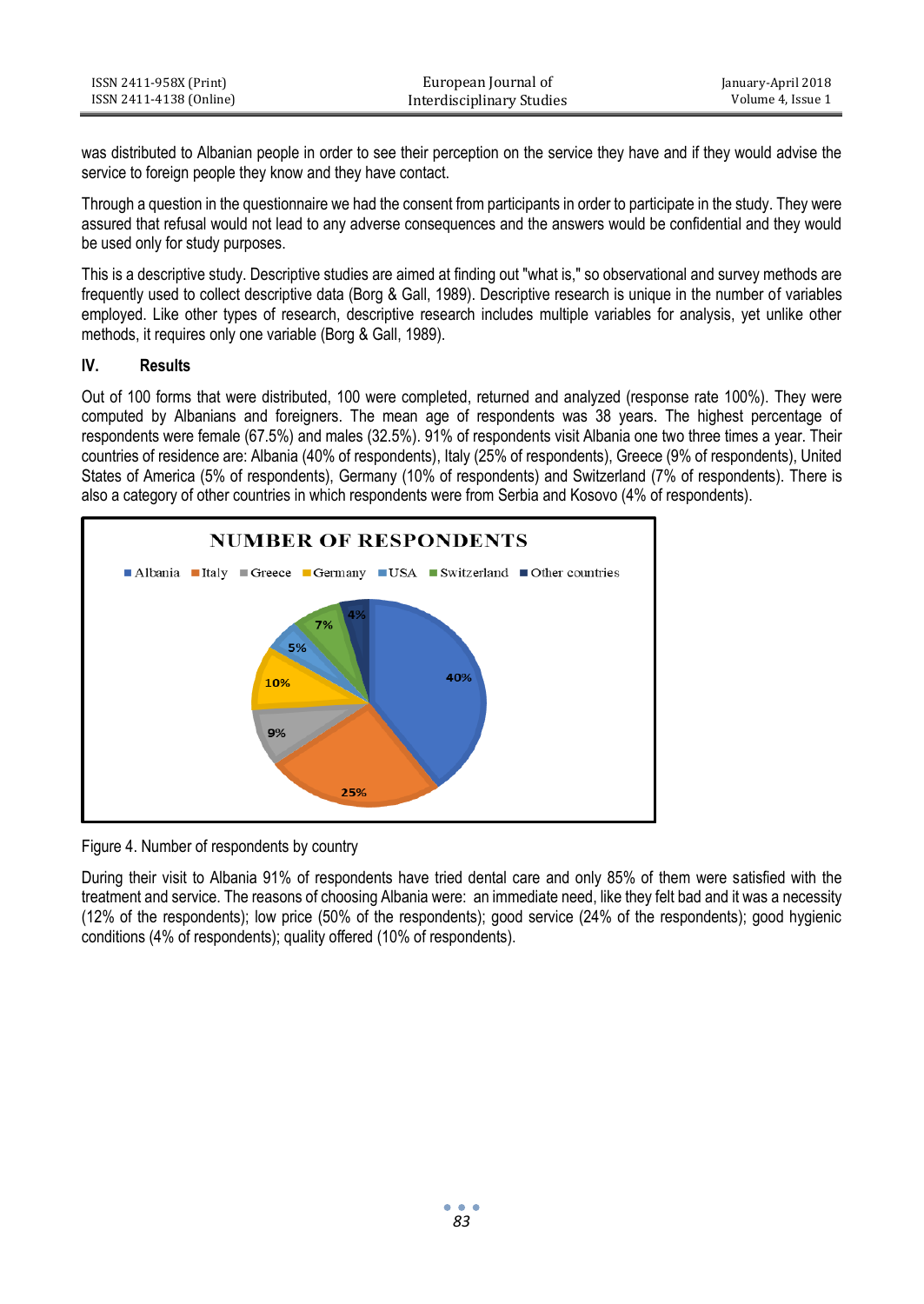was distributed to Albanian people in order to see their perception on the service they have and if they would advise the service to foreign people they know and they have contact.

Through a question in the questionnaire we had the consent from participants in order to participate in the study. They were assured that refusal would not lead to any adverse consequences and the answers would be confidential and they would be used only for study purposes.

This is a descriptive study. Descriptive studies are aimed at finding out "what is," so observational and survey methods are frequently used to collect descriptive data (Borg & Gall, 1989). Descriptive research is unique in the number of variables employed. Like other types of research, descriptive research includes multiple variables for analysis, yet unlike other methods, it requires only one variable (Borg & Gall, 1989).

## IV. Results

Out of 100 forms that were distributed, 100 were completed, returned and analyzed (response rate 100%). They were computed by Albanians and foreigners. The mean age of respondents was 38 years. The highest percentage of respondents were female (67.5%) and males (32.5%). 91% of respondents visit Albania one two three times a year. Their countries of residence are: Albania (40% of respondents), Italy (25% of respondents), Greece (9% of respondents), United States of America (5% of respondents), Germany (10% of respondents) and Switzerland (7% of respondents). There is also a category of other countries in which respondents were from Serbia and Kosovo (4% of respondents).

NUMBER OF RESPONDENTS

| Country | Percentage |
|---|---|
| Albania | 40% |
| Italy | 25% |
| Greece | 9% |
| Germany | 10% |
| USA | 5% |
| Switzerland | 7% |
| Other countries | 4% |

Figure 4. Number of respondents by country

During their visit to Albania 91% of respondents have tried dental care and only 85% of them were satisfied with the treatment and service. The reasons of choosing Albania were: an immediate need, like they felt bad and it was a necessity (12% of the respondents); low price (50% of the respondents); good service (24% of the respondents); good hygienic conditions (4% of respondents); quality offered (10% of respondents).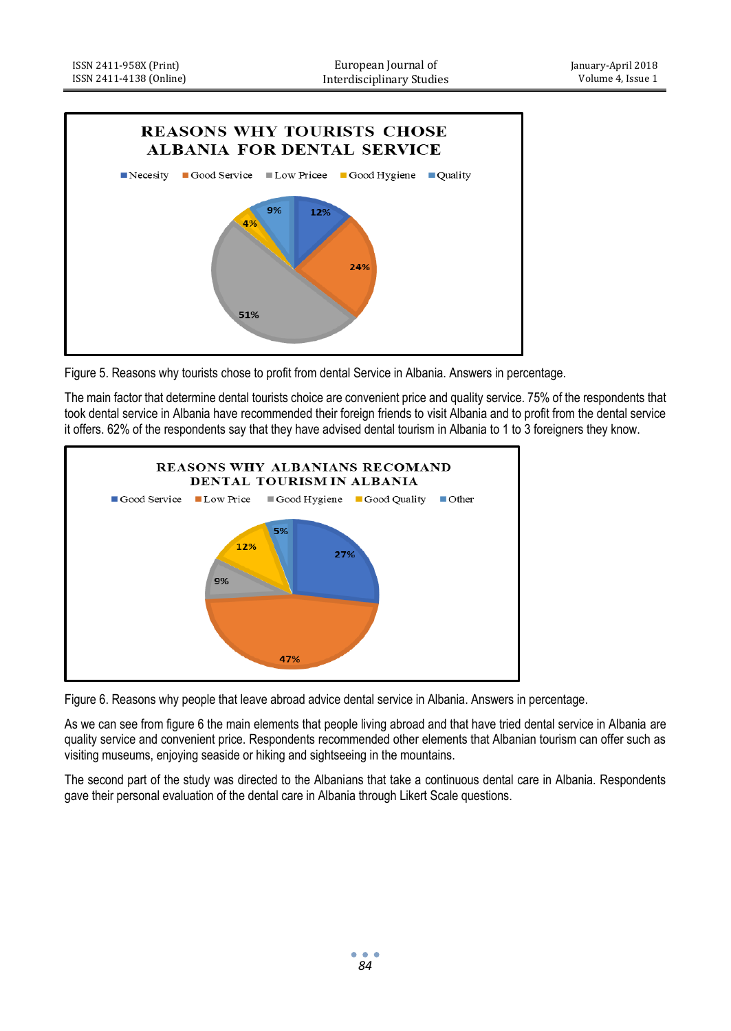**REASONS WHY TOURISTS CHOSE ALBANIA FOR DENTAL SERVICE**

| Reason | Percentage |
|---|---|
| Necesity | 12% |
| Good Service | 24% |
| Low Pricee | 51% |
| Good Hygiene | 4% |
| Quality | 9% |

Figure 5. Reasons why tourists chose to profit from dental Service in Albania. Answers in percentage.

The main factor that determine dental tourists choice are convenient price and quality service. 75% of the respondents that took dental service in Albania have recommended their foreign friends to visit Albania and to profit from the dental service it offers. 62% of the respondents say that they have advised dental tourism in Albania to 1 to 3 foreigners they know.

**REASONS WHY ALBANIANS RECOMAND DENTAL TOURISM IN ALBANIA**

| Reason | Percentage |
|---|---|
| Good Service | 27% |
| Low Price | 47% |
| Good Hygiene | 9% |
| Good Quality | 12% |
| Other | 5% |

Figure 6. Reasons why people that leave abroad advice dental service in Albania. Answers in percentage.

As we can see from figure 6 the main elements that people living abroad and that have tried dental service in Albania are quality service and convenient price. Respondents recommended other elements that Albanian tourism can offer such as visiting museums, enjoying seaside or hiking and sightseeing in the mountains.

The second part of the study was directed to the Albanians that take a continuous dental care in Albania. Respondents gave their personal evaluation of the dental care in Albania through Likert Scale questions.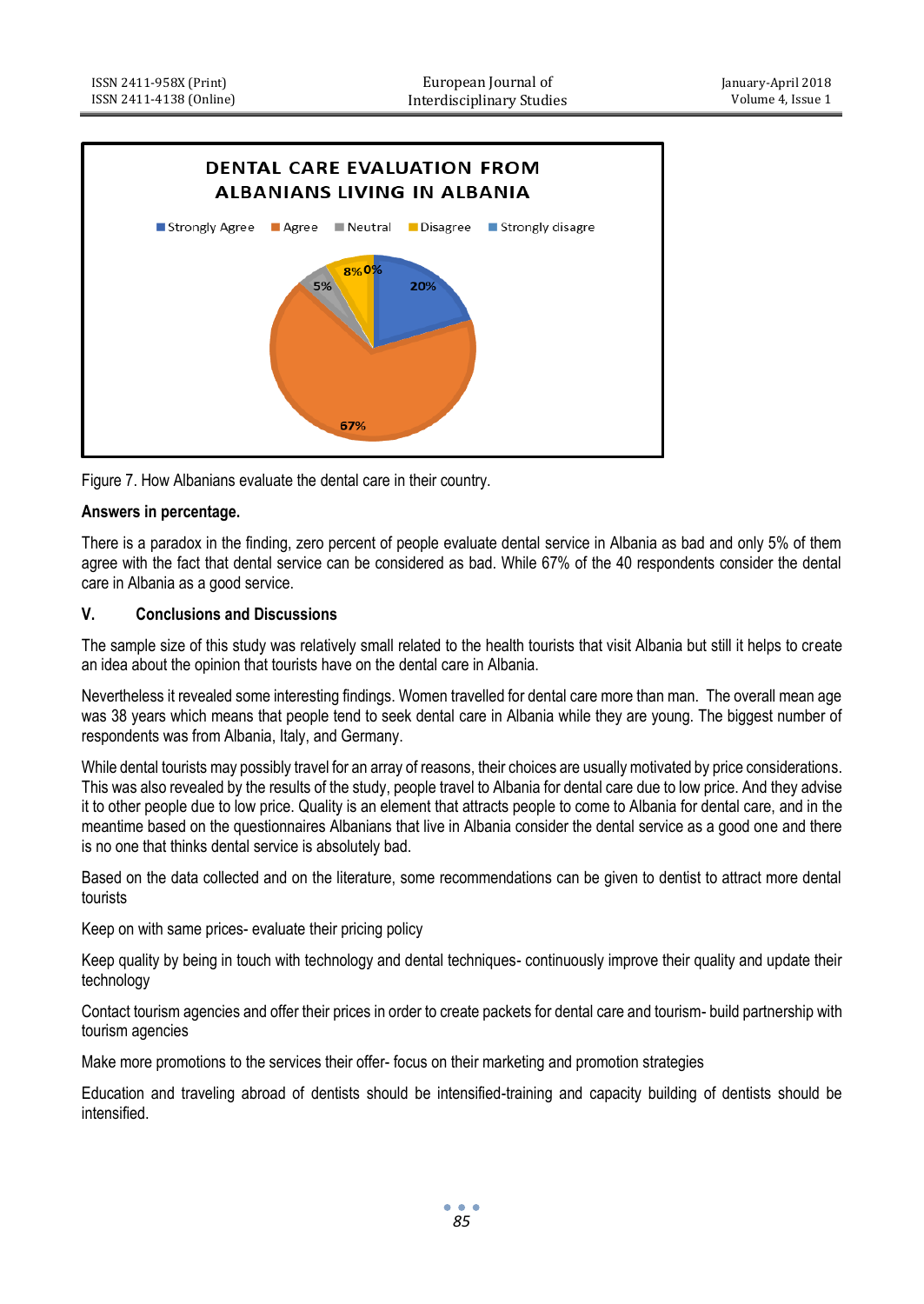Figure 7. How Albanians evaluate the dental care in their country.

**Answers in percentage.**

There is a paradox in the finding, zero percent of people evaluate dental service in Albania as bad and only 5% of them agree with the fact that dental service can be considered as bad. While 67% of the 40 respondents consider the dental care in Albania as a good service.

## V. Conclusions and Discussions

The sample size of this study was relatively small related to the health tourists that visit Albania but still it helps to create an idea about the opinion that tourists have on the dental care in Albania.

Nevertheless it revealed some interesting findings. Women travelled for dental care more than man. The overall mean age was 38 years which means that people tend to seek dental care in Albania while they are young. The biggest number of respondents was from Albania, Italy, and Germany.

While dental tourists may possibly travel for an array of reasons, their choices are usually motivated by price considerations. This was also revealed by the results of the study, people travel to Albania for dental care due to low price. And they advise it to other people due to low price. Quality is an element that attracts people to come to Albania for dental care, and in the meantime based on the questionnaires Albanians that live in Albania consider the dental service as a good one and there is no one that thinks dental service is absolutely bad.

Based on the data collected and on the literature, some recommendations can be given to dentist to attract more dental tourists

Keep on with same prices- evaluate their pricing policy

Keep quality by being in touch with technology and dental techniques- continuously improve their quality and update their technology

Contact tourism agencies and offer their prices in order to create packets for dental care and tourism- build partnership with tourism agencies

Make more promotions to the services their offer- focus on their marketing and promotion strategies

Education and traveling abroad of dentists should be intensified-training and capacity building of dentists should be intensified.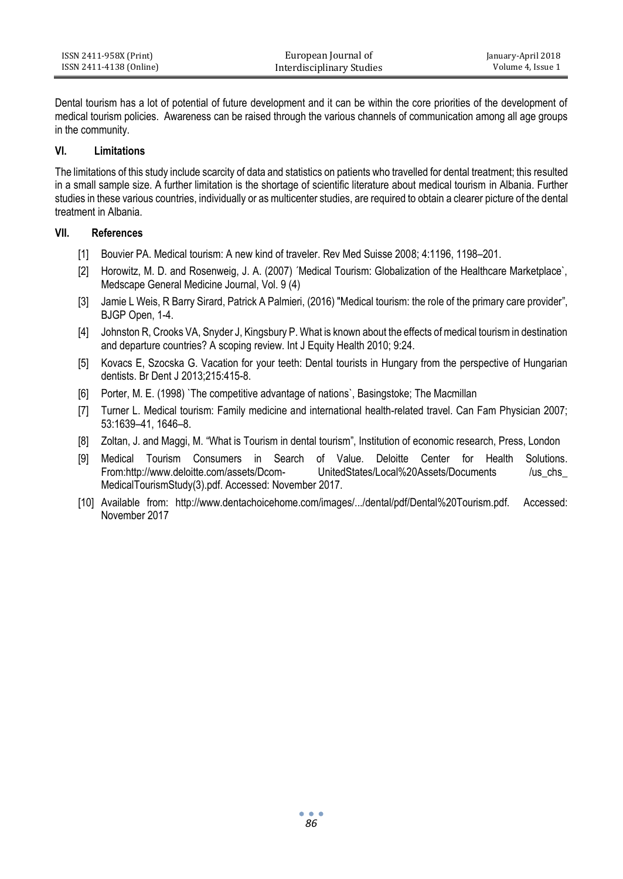Dental tourism has a lot of potential of future development and it can be within the core priorities of the development of medical tourism policies. Awareness can be raised through the various channels of communication among all age groups in the community.

## VI. Limitations

The limitations of this study include scarcity of data and statistics on patients who travelled for dental treatment; this resulted in a small sample size. A further limitation is the shortage of scientific literature about medical tourism in Albania. Further studies in these various countries, individually or as multicenter studies, are required to obtain a clearer picture of the dental treatment in Albania.

## VII. References

[1] Bouvier PA. Medical tourism: A new kind of traveler. Rev Med Suisse 2008; 4:1196, 1198–201.

[2] Horowitz, M. D. and Rosenweig, J. A. (2007) ´Medical Tourism: Globalization of the Healthcare Marketplace`, Medscape General Medicine Journal, Vol. 9 (4)

[3] Jamie L Weis, R Barry Sirard, Patrick A Palmieri, (2016) "Medical tourism: the role of the primary care provider", BJGP Open, 1-4.

[4] Johnston R, Crooks VA, Snyder J, Kingsbury P. What is known about the effects of medical tourism in destination and departure countries? A scoping review. Int J Equity Health 2010; 9:24.

[5] Kovacs E, Szocska G. Vacation for your teeth: Dental tourists in Hungary from the perspective of Hungarian dentists. Br Dent J 2013;215:415-8.

[6] Porter, M. E. (1998) `The competitive advantage of nations`, Basingstoke; The Macmillan

[7] Turner L. Medical tourism: Family medicine and international health-related travel. Can Fam Physician 2007; 53:1639–41, 1646–8.

[8] Zoltan, J. and Maggi, M. "What is Tourism in dental tourism", Institution of economic research, Press, London

[9] Medical Tourism Consumers in Search of Value. Deloitte Center for Health Solutions. From:http://www.deloitte.com/assets/Dcom- UnitedStates/Local%20Assets/Documents /us_chs_ MedicalTourismStudy(3).pdf. Accessed: November 2017.

[10] Available from: http://www.dentachoicehome.com/images/.../dental/pdf/Dental%20Tourism.pdf. Accessed: November 2017